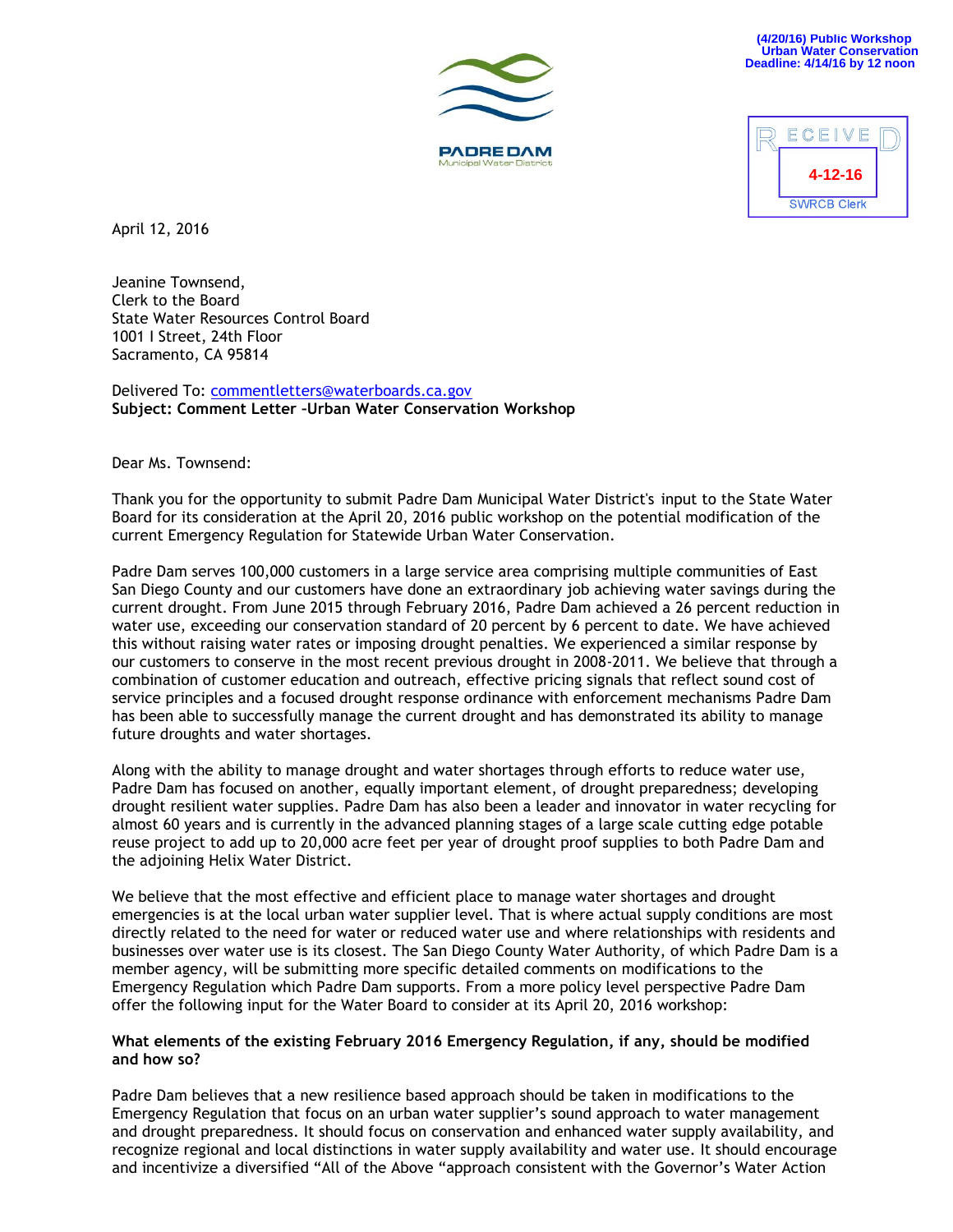(4/20/16) Public Workshop
Urban Water Conservation
Deadline: 4/14/16 by 12 noon

PADRE DAM
Municipal Water District

RECEIVED
4-12-16
SWRCB Clerk

April 12, 2016

Jeanine Townsend,
Clerk to the Board
State Water Resources Control Board
1001 I Street, 24th Floor
Sacramento, CA 95814

Delivered To: commentletters@waterboards.ca.gov
**Subject: Comment Letter –Urban Water Conservation Workshop**

Dear Ms. Townsend:

Thank you for the opportunity to submit Padre Dam Municipal Water District's input to the State Water Board for its consideration at the April 20, 2016 public workshop on the potential modification of the current Emergency Regulation for Statewide Urban Water Conservation.

Padre Dam serves 100,000 customers in a large service area comprising multiple communities of East San Diego County and our customers have done an extraordinary job achieving water savings during the current drought. From June 2015 through February 2016, Padre Dam achieved a 26 percent reduction in water use, exceeding our conservation standard of 20 percent by 6 percent to date. We have achieved this without raising water rates or imposing drought penalties. We experienced a similar response by our customers to conserve in the most recent previous drought in 2008-2011. We believe that through a combination of customer education and outreach, effective pricing signals that reflect sound cost of service principles and a focused drought response ordinance with enforcement mechanisms Padre Dam has been able to successfully manage the current drought and has demonstrated its ability to manage future droughts and water shortages.

Along with the ability to manage drought and water shortages through efforts to reduce water use, Padre Dam has focused on another, equally important element, of drought preparedness; developing drought resilient water supplies. Padre Dam has also been a leader and innovator in water recycling for almost 60 years and is currently in the advanced planning stages of a large scale cutting edge potable reuse project to add up to 20,000 acre feet per year of drought proof supplies to both Padre Dam and the adjoining Helix Water District.

We believe that the most effective and efficient place to manage water shortages and drought emergencies is at the local urban water supplier level. That is where actual supply conditions are most directly related to the need for water or reduced water use and where relationships with residents and businesses over water use is its closest. The San Diego County Water Authority, of which Padre Dam is a member agency, will be submitting more specific detailed comments on modifications to the Emergency Regulation which Padre Dam supports. From a more policy level perspective Padre Dam offer the following input for the Water Board to consider at its April 20, 2016 workshop:

**What elements of the existing February 2016 Emergency Regulation, if any, should be modified and how so?**

Padre Dam believes that a new resilience based approach should be taken in modifications to the Emergency Regulation that focus on an urban water supplier's sound approach to water management and drought preparedness. It should focus on conservation and enhanced water supply availability, and recognize regional and local distinctions in water supply availability and water use. It should encourage and incentivize a diversified "All of the Above "approach consistent with the Governor's Water Action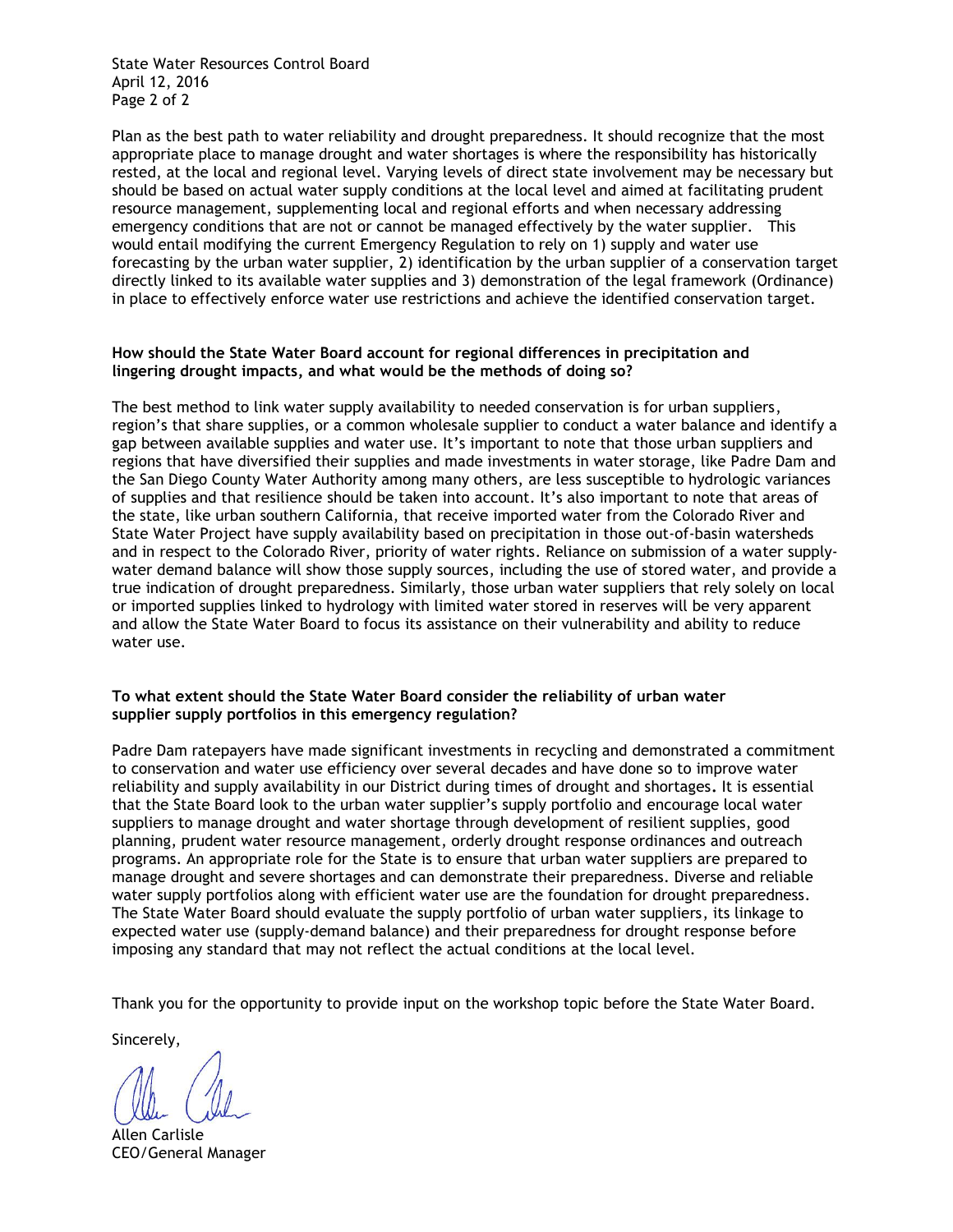Plan as the best path to water reliability and drought preparedness. It should recognize that the most appropriate place to manage drought and water shortages is where the responsibility has historically rested, at the local and regional level. Varying levels of direct state involvement may be necessary but should be based on actual water supply conditions at the local level and aimed at facilitating prudent resource management, supplementing local and regional efforts and when necessary addressing emergency conditions that are not or cannot be managed effectively by the water supplier. This would entail modifying the current Emergency Regulation to rely on 1) supply and water use forecasting by the urban water supplier, 2) identification by the urban supplier of a conservation target directly linked to its available water supplies and 3) demonstration of the legal framework (Ordinance) in place to effectively enforce water use restrictions and achieve the identified conservation target.

**How should the State Water Board account for regional differences in precipitation and lingering drought impacts, and what would be the methods of doing so?**

The best method to link water supply availability to needed conservation is for urban suppliers, region's that share supplies, or a common wholesale supplier to conduct a water balance and identify a gap between available supplies and water use. It's important to note that those urban suppliers and regions that have diversified their supplies and made investments in water storage, like Padre Dam and the San Diego County Water Authority among many others, are less susceptible to hydrologic variances of supplies and that resilience should be taken into account. It's also important to note that areas of the state, like urban southern California, that receive imported water from the Colorado River and State Water Project have supply availability based on precipitation in those out-of-basin watersheds and in respect to the Colorado River, priority of water rights. Reliance on submission of a water supply-water demand balance will show those supply sources, including the use of stored water, and provide a true indication of drought preparedness. Similarly, those urban water suppliers that rely solely on local or imported supplies linked to hydrology with limited water stored in reserves will be very apparent and allow the State Water Board to focus its assistance on their vulnerability and ability to reduce water use.

**To what extent should the State Water Board consider the reliability of urban water supplier supply portfolios in this emergency regulation?**

Padre Dam ratepayers have made significant investments in recycling and demonstrated a commitment to conservation and water use efficiency over several decades and have done so to improve water reliability and supply availability in our District during times of drought and shortages. It is essential that the State Board look to the urban water supplier's supply portfolio and encourage local water suppliers to manage drought and water shortage through development of resilient supplies, good planning, prudent water resource management, orderly drought response ordinances and outreach programs. An appropriate role for the State is to ensure that urban water suppliers are prepared to manage drought and severe shortages and can demonstrate their preparedness. Diverse and reliable water supply portfolios along with efficient water use are the foundation for drought preparedness. The State Water Board should evaluate the supply portfolio of urban water suppliers, its linkage to expected water use (supply-demand balance) and their preparedness for drought response before imposing any standard that may not reflect the actual conditions at the local level.

Thank you for the opportunity to provide input on the workshop topic before the State Water Board.

Sincerely,

Allen Carlisle
CEO/General Manager